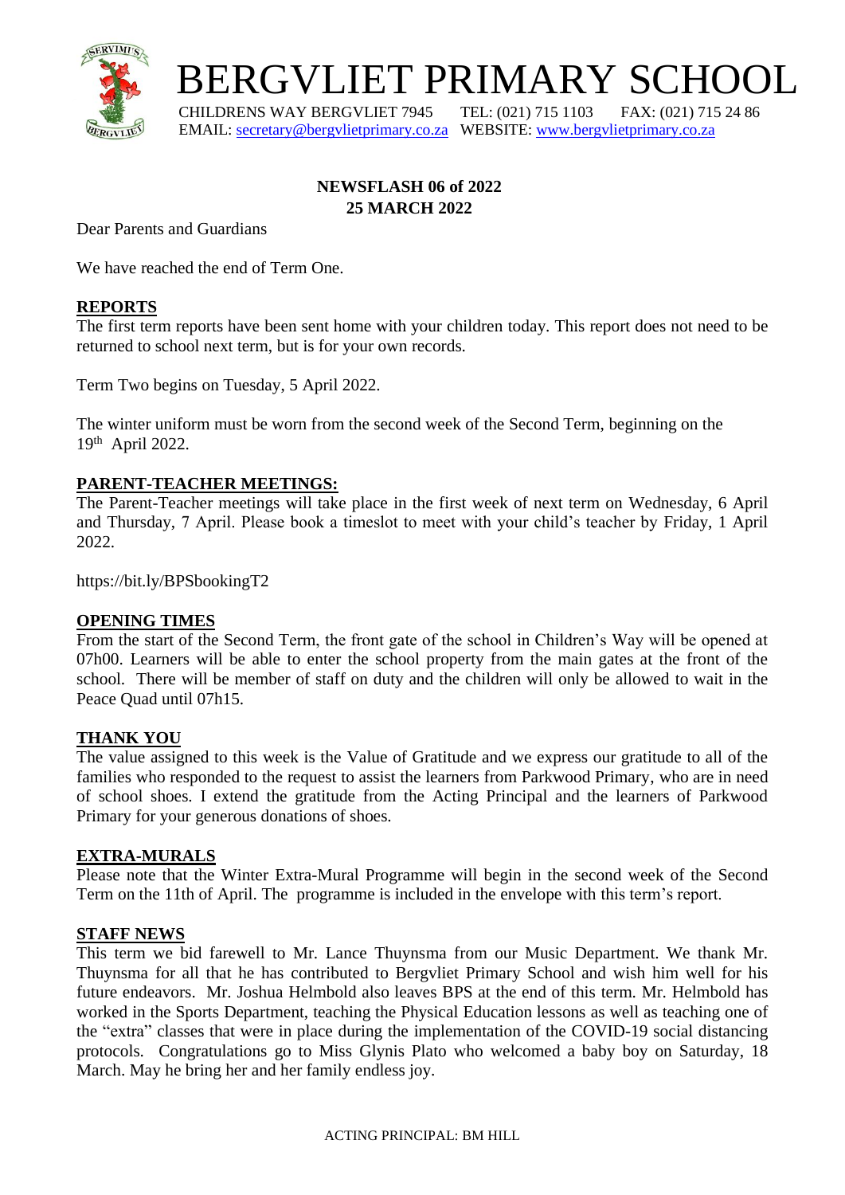# BERGVLIET PRIMARY SCHOOL

CHILDRENS WAY BERGVLIET 7945 TEL: (021) 715 1103 FAX: (021) 715 24 86
EMAIL: secretary@bergvlietprimary.co.za WEBSITE: www.bergvlietprimary.co.za

**NEWSFLASH 06 of 2022**
**25 MARCH 2022**

Dear Parents and Guardians

We have reached the end of Term One.

## REPORTS

The first term reports have been sent home with your children today. This report does not need to be returned to school next term, but is for your own records.

Term Two begins on Tuesday, 5 April 2022.

The winter uniform must be worn from the second week of the Second Term, beginning on the 19th April 2022.

## PARENT-TEACHER MEETINGS:

The Parent-Teacher meetings will take place in the first week of next term on Wednesday, 6 April and Thursday, 7 April. Please book a timeslot to meet with your child's teacher by Friday, 1 April 2022.

https://bit.ly/BPSbookingT2

## OPENING TIMES

From the start of the Second Term, the front gate of the school in Children's Way will be opened at 07h00. Learners will be able to enter the school property from the main gates at the front of the school. There will be member of staff on duty and the children will only be allowed to wait in the Peace Quad until 07h15.

## THANK YOU

The value assigned to this week is the Value of Gratitude and we express our gratitude to all of the families who responded to the request to assist the learners from Parkwood Primary, who are in need of school shoes. I extend the gratitude from the Acting Principal and the learners of Parkwood Primary for your generous donations of shoes.

## EXTRA-MURALS

Please note that the Winter Extra-Mural Programme will begin in the second week of the Second Term on the 11th of April. The programme is included in the envelope with this term's report.

## STAFF NEWS

This term we bid farewell to Mr. Lance Thuynsma from our Music Department. We thank Mr. Thuynsma for all that he has contributed to Bergvliet Primary School and wish him well for his future endeavors. Mr. Joshua Helmbold also leaves BPS at the end of this term. Mr. Helmbold has worked in the Sports Department, teaching the Physical Education lessons as well as teaching one of the "extra" classes that were in place during the implementation of the COVID-19 social distancing protocols. Congratulations go to Miss Glynis Plato who welcomed a baby boy on Saturday, 18 March. May he bring her and her family endless joy.

ACTING PRINCIPAL: BM HILL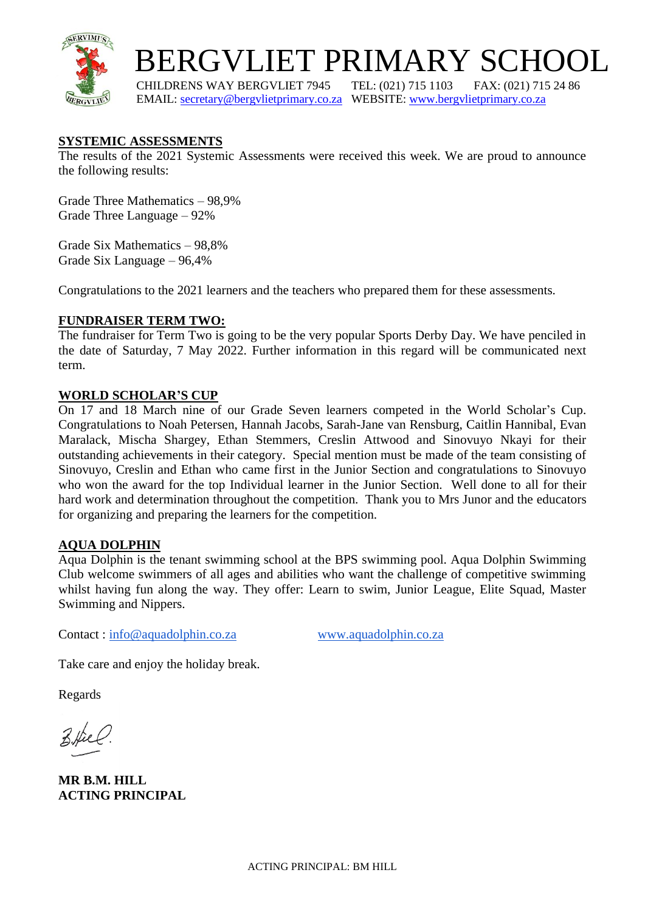# BERGVLIET PRIMARY SCHOOL

CHILDRENS WAY BERGVLIET 7945 TEL: (021) 715 1103 FAX: (021) 715 24 86
EMAIL: secretary@bergvlietprimary.co.za WEBSITE: www.bergvlietprimary.co.za

## SYSTEMIC ASSESSMENTS

The results of the 2021 Systemic Assessments were received this week. We are proud to announce the following results:

Grade Three Mathematics – 98,9%
Grade Three Language – 92%

Grade Six Mathematics – 98,8%
Grade Six Language – 96,4%

Congratulations to the 2021 learners and the teachers who prepared them for these assessments.

## FUNDRAISER TERM TWO:

The fundraiser for Term Two is going to be the very popular Sports Derby Day. We have penciled in the date of Saturday, 7 May 2022. Further information in this regard will be communicated next term.

## WORLD SCHOLAR'S CUP

On 17 and 18 March nine of our Grade Seven learners competed in the World Scholar's Cup. Congratulations to Noah Petersen, Hannah Jacobs, Sarah-Jane van Rensburg, Caitlin Hannibal, Evan Maralack, Mischa Shargey, Ethan Stemmers, Creslin Attwood and Sinovuyo Nkayi for their outstanding achievements in their category. Special mention must be made of the team consisting of Sinovuyo, Creslin and Ethan who came first in the Junior Section and congratulations to Sinovuyo who won the award for the top Individual learner in the Junior Section. Well done to all for their hard work and determination throughout the competition. Thank you to Mrs Junor and the educators for organizing and preparing the learners for the competition.

## AQUA DOLPHIN

Aqua Dolphin is the tenant swimming school at the BPS swimming pool. Aqua Dolphin Swimming Club welcome swimmers of all ages and abilities who want the challenge of competitive swimming whilst having fun along the way. They offer: Learn to swim, Junior League, Elite Squad, Master Swimming and Nippers.

Contact : info@aquadolphin.co.za www.aquadolphin.co.za

Take care and enjoy the holiday break.

Regards

**MR B.M. HILL**
**ACTING PRINCIPAL**